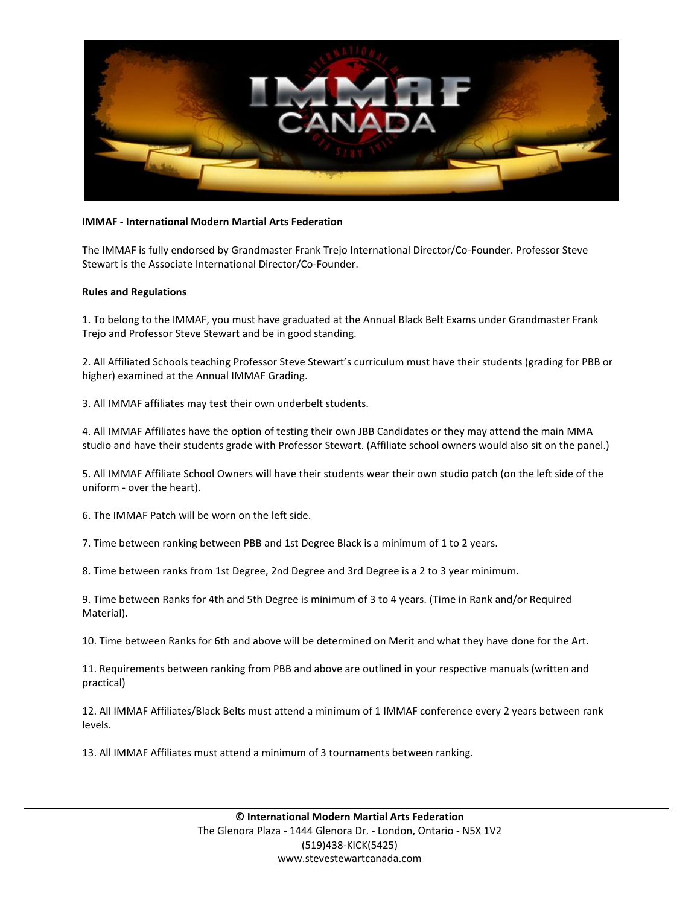**IMMAF - International Modern Martial Arts Federation**

The IMMAF is fully endorsed by Grandmaster Frank Trejo International Director/Co-Founder. Professor Steve Stewart is the Associate International Director/Co-Founder.

**Rules and Regulations**

1. To belong to the IMMAF, you must have graduated at the Annual Black Belt Exams under Grandmaster Frank Trejo and Professor Steve Stewart and be in good standing.

2. All Affiliated Schools teaching Professor Steve Stewart's curriculum must have their students (grading for PBB or higher) examined at the Annual IMMAF Grading.

3. All IMMAF affiliates may test their own underbelt students.

4. All IMMAF Affiliates have the option of testing their own JBB Candidates or they may attend the main MMA studio and have their students grade with Professor Stewart. (Affiliate school owners would also sit on the panel.)

5. All IMMAF Affiliate School Owners will have their students wear their own studio patch (on the left side of the uniform - over the heart).

6. The IMMAF Patch will be worn on the left side.

7. Time between ranking between PBB and 1st Degree Black is a minimum of 1 to 2 years.

8. Time between ranks from 1st Degree, 2nd Degree and 3rd Degree is a 2 to 3 year minimum.

9. Time between Ranks for 4th and 5th Degree is minimum of 3 to 4 years. (Time in Rank and/or Required Material).

10. Time between Ranks for 6th and above will be determined on Merit and what they have done for the Art.

11. Requirements between ranking from PBB and above are outlined in your respective manuals (written and practical)

12. All IMMAF Affiliates/Black Belts must attend a minimum of 1 IMMAF conference every 2 years between rank levels.

13. All IMMAF Affiliates must attend a minimum of 3 tournaments between ranking.

**© International Modern Martial Arts Federation**
The Glenora Plaza - 1444 Glenora Dr. - London, Ontario - N5X 1V2
(519)438-KICK(5425)
www.stevestewartcanada.com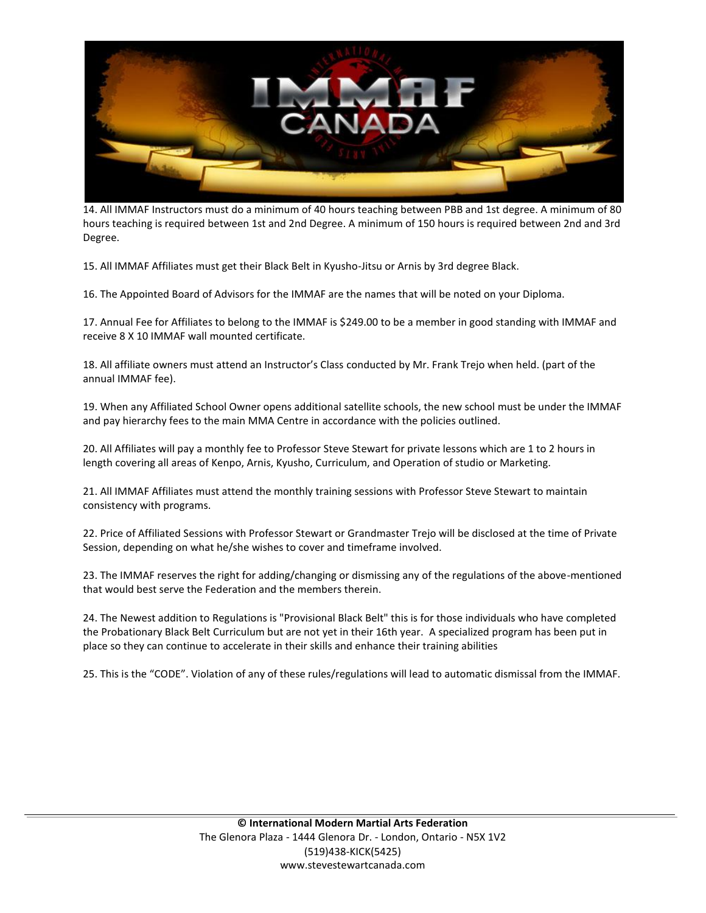14. All IMMAF Instructors must do a minimum of 40 hours teaching between PBB and 1st degree. A minimum of 80 hours teaching is required between 1st and 2nd Degree. A minimum of 150 hours is required between 2nd and 3rd Degree.

15. All IMMAF Affiliates must get their Black Belt in Kyusho-Jitsu or Arnis by 3rd degree Black.

16. The Appointed Board of Advisors for the IMMAF are the names that will be noted on your Diploma.

17. Annual Fee for Affiliates to belong to the IMMAF is $249.00 to be a member in good standing with IMMAF and receive 8 X 10 IMMAF wall mounted certificate.

18. All affiliate owners must attend an Instructor's Class conducted by Mr. Frank Trejo when held. (part of the annual IMMAF fee).

19. When any Affiliated School Owner opens additional satellite schools, the new school must be under the IMMAF and pay hierarchy fees to the main MMA Centre in accordance with the policies outlined.

20. All Affiliates will pay a monthly fee to Professor Steve Stewart for private lessons which are 1 to 2 hours in length covering all areas of Kenpo, Arnis, Kyusho, Curriculum, and Operation of studio or Marketing.

21. All IMMAF Affiliates must attend the monthly training sessions with Professor Steve Stewart to maintain consistency with programs.

22. Price of Affiliated Sessions with Professor Stewart or Grandmaster Trejo will be disclosed at the time of Private Session, depending on what he/she wishes to cover and timeframe involved.

23. The IMMAF reserves the right for adding/changing or dismissing any of the regulations of the above-mentioned that would best serve the Federation and the members therein.

24. The Newest addition to Regulations is "Provisional Black Belt" this is for those individuals who have completed the Probationary Black Belt Curriculum but are not yet in their 16th year. A specialized program has been put in place so they can continue to accelerate in their skills and enhance their training abilities

25. This is the "CODE". Violation of any of these rules/regulations will lead to automatic dismissal from the IMMAF.

**© International Modern Martial Arts Federation**
The Glenora Plaza - 1444 Glenora Dr. - London, Ontario - N5X 1V2
(519)438-KICK(5425)
www.stevestewartcanada.com